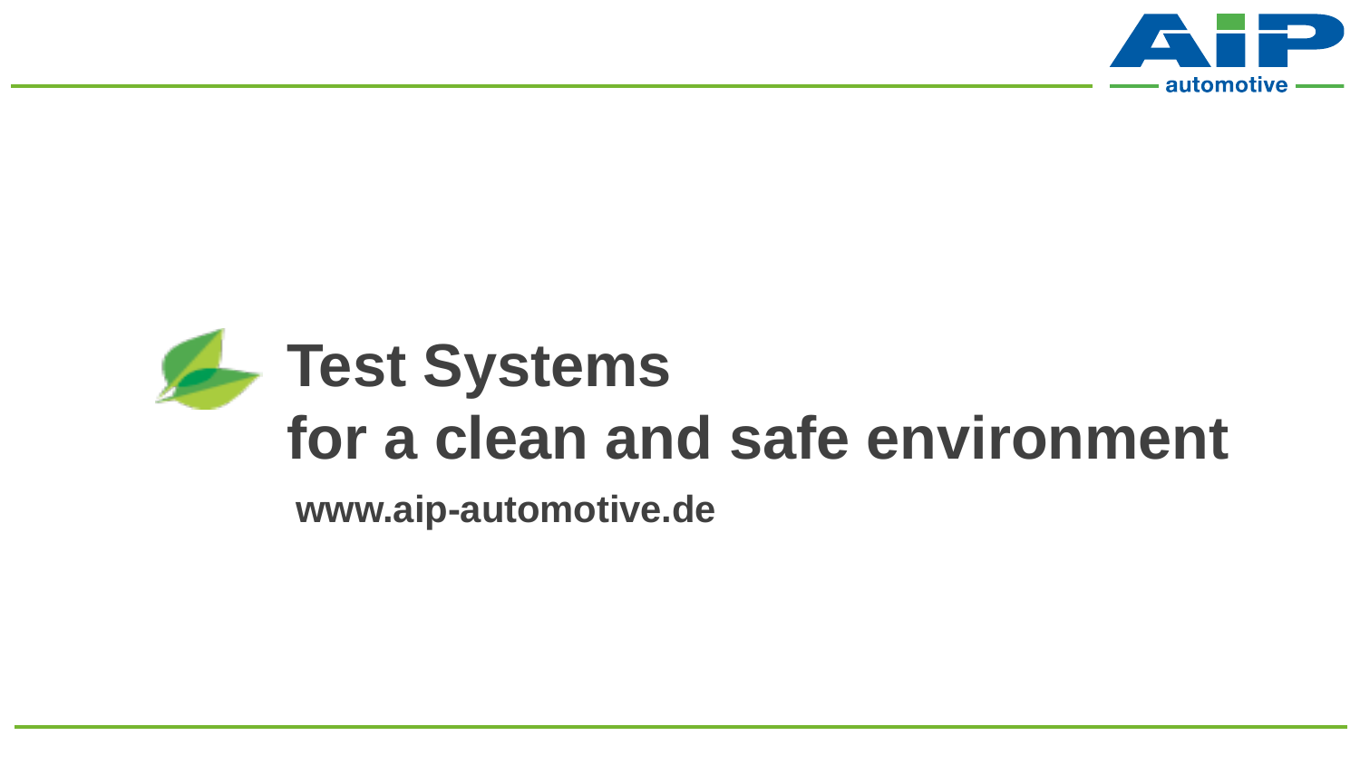# Test Systems for a clean and safe environment

**www.aip-automotive.de**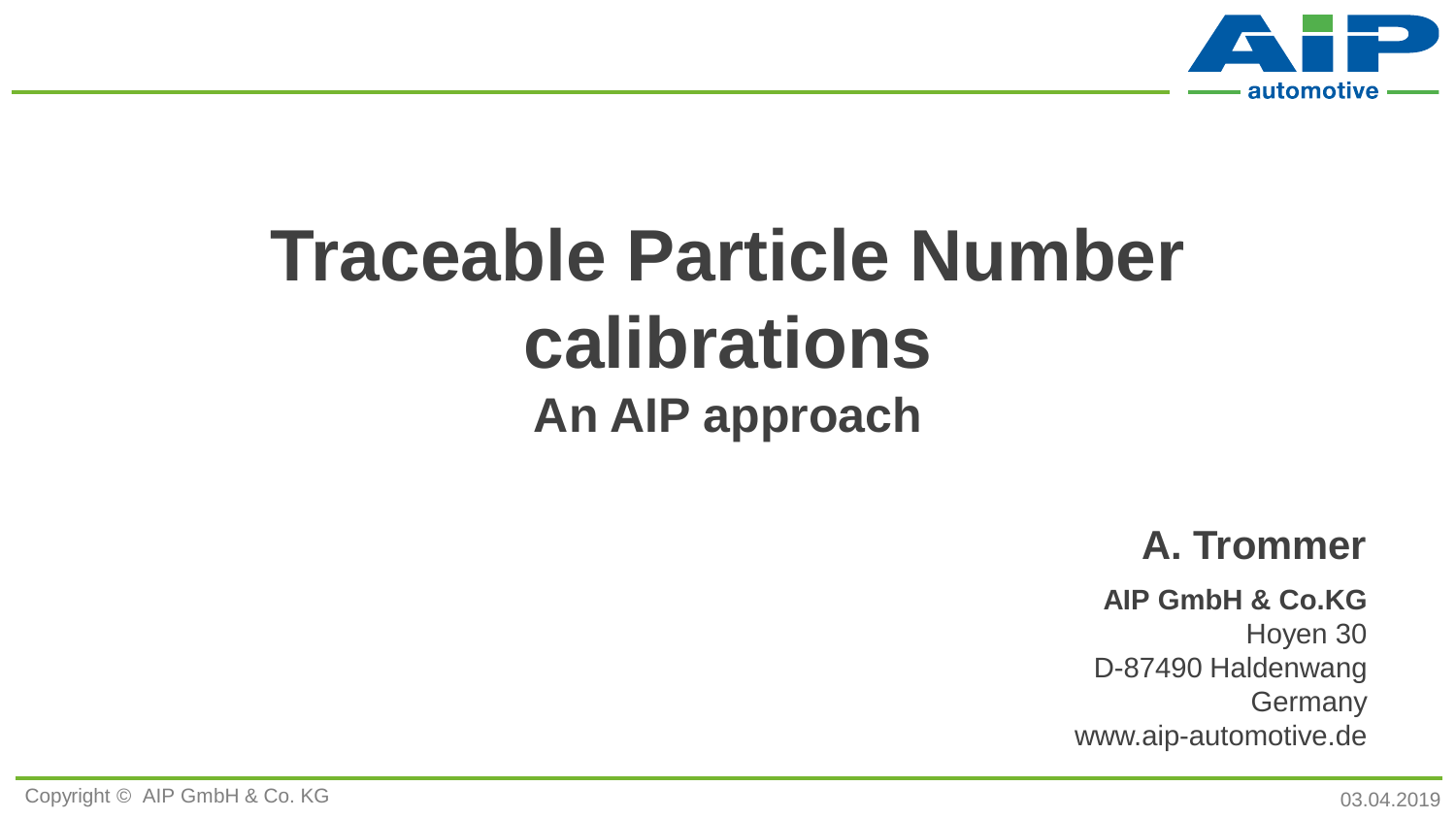# Traceable Particle Number calibrations

## An AIP approach

**A. Trommer**

**AIP GmbH & Co.KG**
Hoyen 30
D-87490 Haldenwang
Germany
www.aip-automotive.de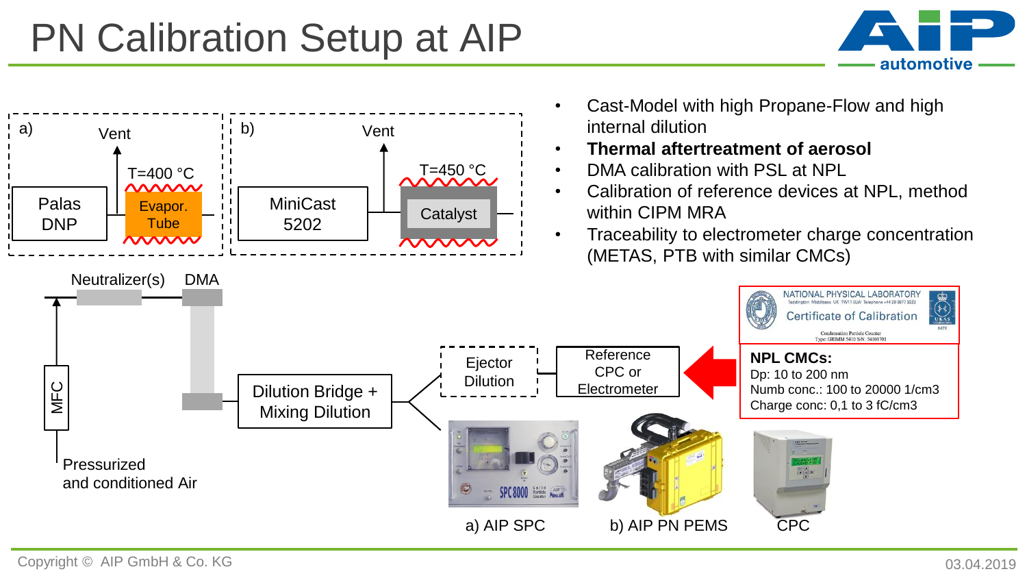# PN Calibration Setup at AIP

a) Palas DNP → Evapor. Tube (T=400 °C) → Vent

b) MiniCast 5202 → Catalyst (T=450 °C) → Vent

Neutralizer(s) → DMA

MFC ← Pressurized and conditioned Air

Dilution Bridge + Mixing Dilution → Ejector Dilution → Reference CPC or Electrometer

- Cast-Model with high Propane-Flow and high internal dilution
- **Thermal aftertreatment of aerosol**
- DMA calibration with PSL at NPL
- Calibration of reference devices at NPL, method within CIPM MRA
- Traceability to electrometer charge concentration (METAS, PTB with similar CMCs)

NATIONAL PHYSICAL LABORATORY
Certificate of Calibration

**NPL CMCs:**
Dp: 10 to 200 nm
Numb conc.: 100 to 20000 1/cm3
Charge conc: 0,1 to 3 fC/cm3

a) AIP SPC

b) AIP PN PEMS

CPC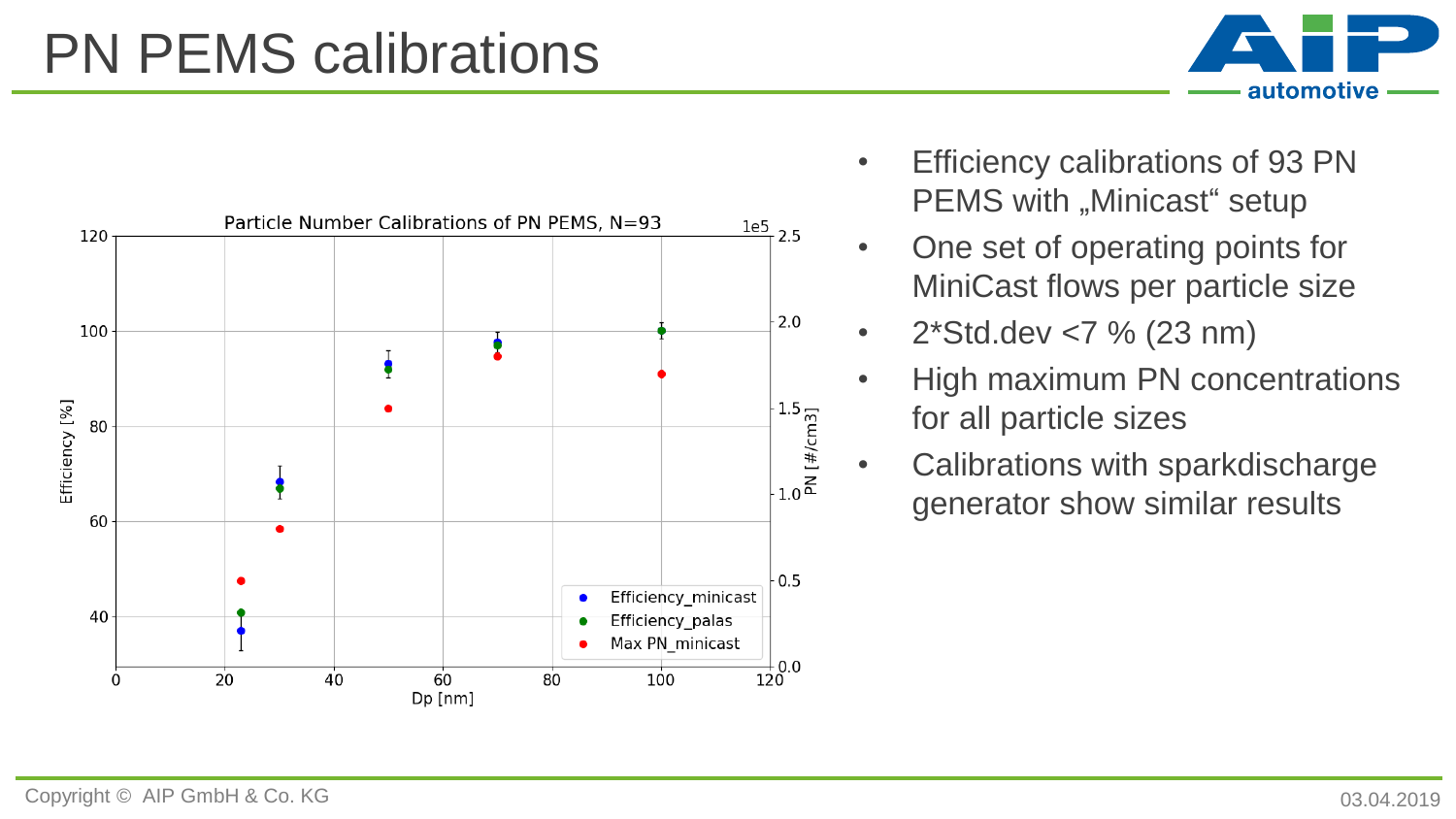# PN PEMS calibrations

- Efficiency calibrations of 93 PN PEMS with „Minicast" setup
- One set of operating points for MiniCast flows per particle size
- 2*Std.dev <7 % (23 nm)
- High maximum PN concentrations for all particle sizes
- Calibrations with sparkdischarge generator show similar results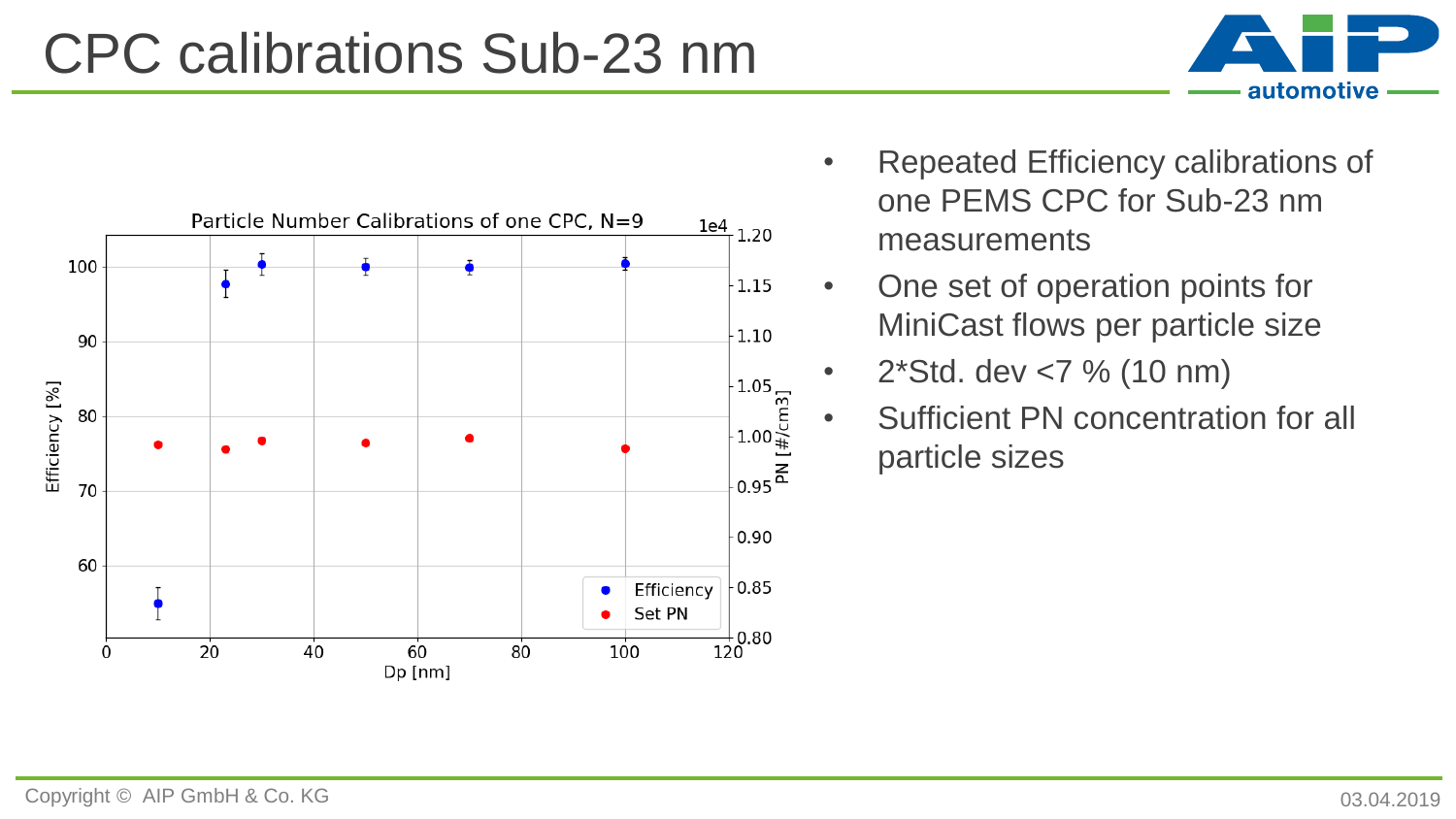# CPC calibrations Sub-23 nm

- Repeated Efficiency calibrations of one PEMS CPC for Sub-23 nm measurements
- One set of operation points for MiniCast flows per particle size
- 2*Std. dev <7 % (10 nm)
- Sufficient PN concentration for all particle sizes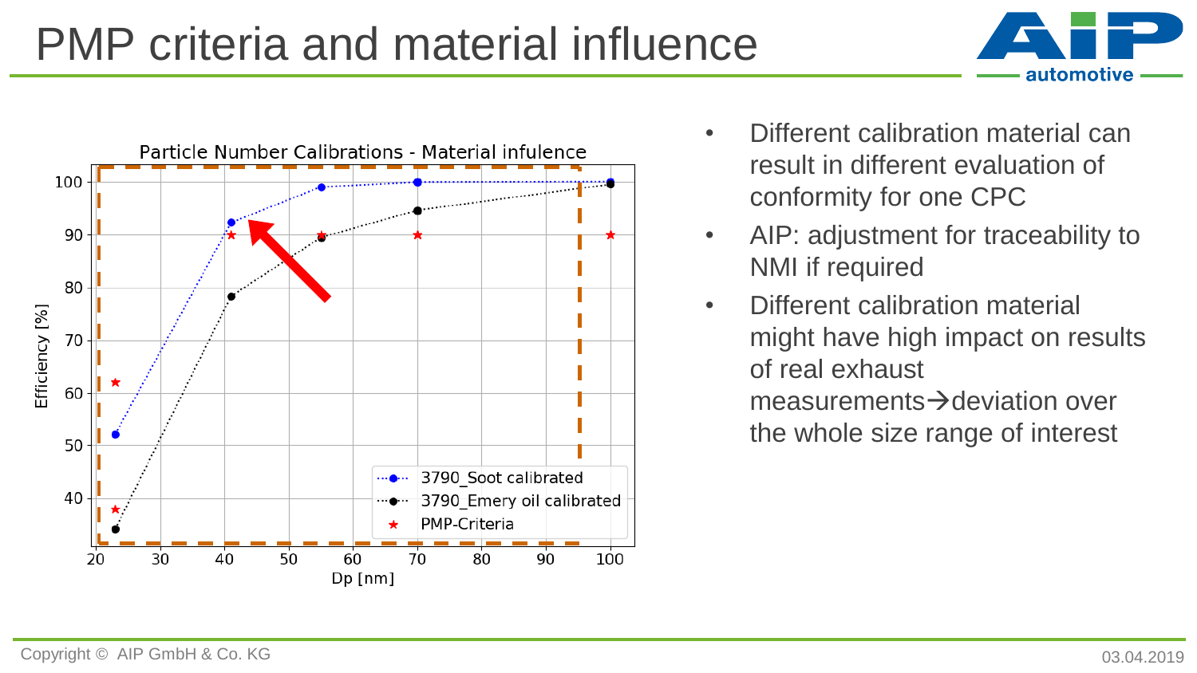# PMP criteria and material influence

Particle Number Calibrations - Material infulence

- Different calibration material can result in different evaluation of conformity for one CPC
- AIP: adjustment for traceability to NMI if required
- Different calibration material might have high impact on results of real exhaust measurements→deviation over the whole size range of interest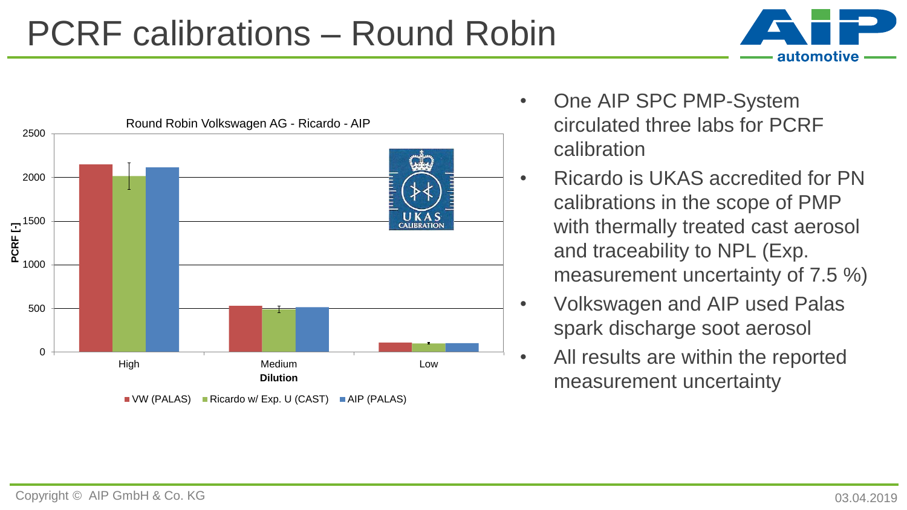# PCRF calibrations – Round Robin

Round Robin Volkswagen AG - Ricardo - AIP

| Dilution | VW (PALAS) | Ricardo w/ Exp. U (CAST) | AIP (PALAS) |
|---|---|---|---|
| High | ~2150 | ~2010 | ~2110 |
| Medium | ~525 | ~490 | ~510 |
| Low | ~105 | ~95 | ~100 |

- One AIP SPC PMP-System circulated three labs for PCRF calibration
- Ricardo is UKAS accredited for PN calibrations in the scope of PMP with thermally treated cast aerosol and traceability to NPL (Exp. measurement uncertainty of 7.5 %)
- Volkswagen and AIP used Palas spark discharge soot aerosol
- All results are within the reported measurement uncertainty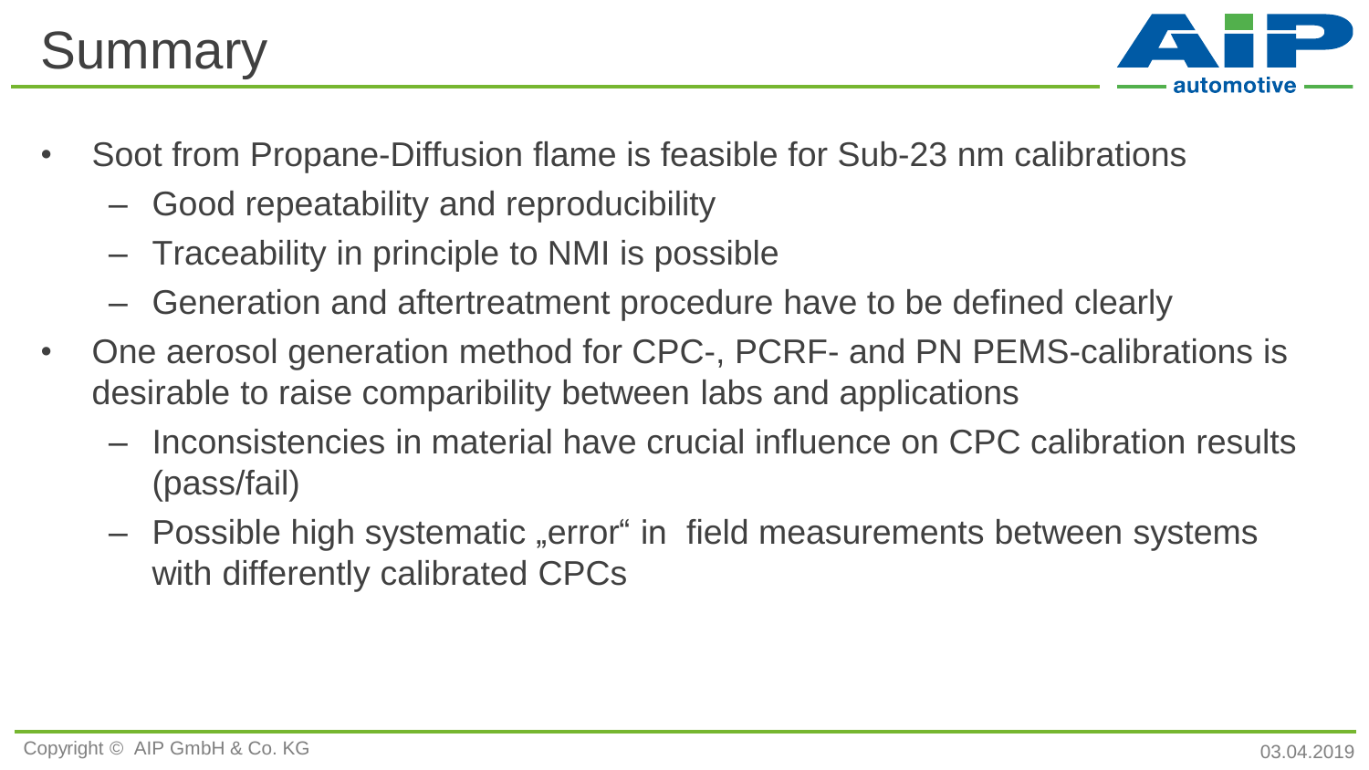# Summary

- Soot from Propane-Diffusion flame is feasible for Sub-23 nm calibrations
  - Good repeatability and reproducibility
  - Traceability in principle to NMI is possible
  - Generation and aftertreatment procedure have to be defined clearly
- One aerosol generation method for CPC-, PCRF- and PN PEMS-calibrations is desirable to raise comparibility between labs and applications
  - Inconsistencies in material have crucial influence on CPC calibration results (pass/fail)
  - Possible high systematic „error“ in field measurements between systems with differently calibrated CPCs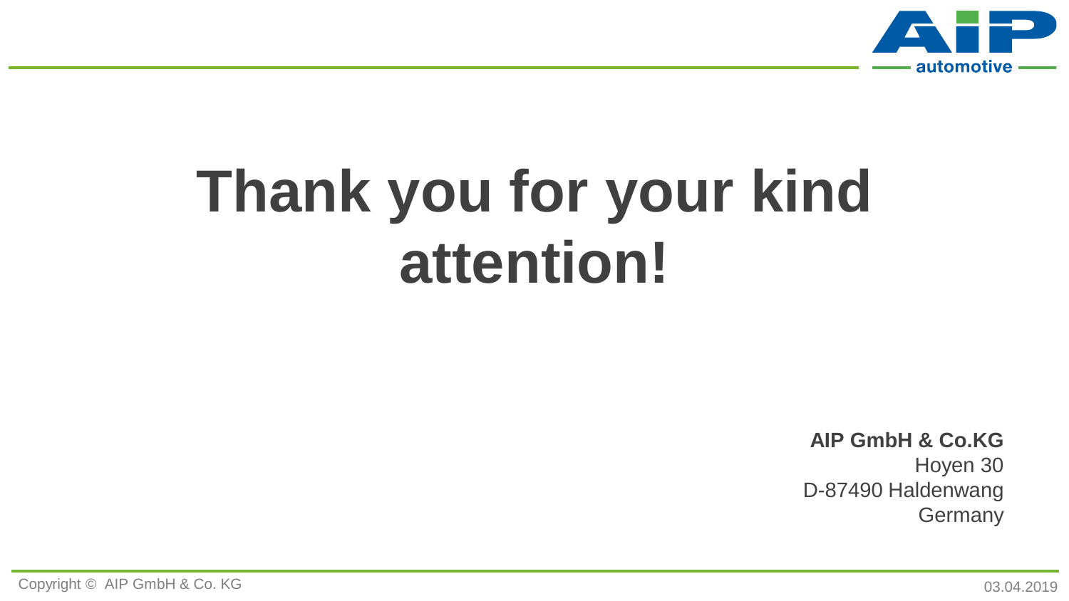# Thank you for your kind attention!

**AIP GmbH & Co.KG**
Hoyen 30
D-87490 Haldenwang
Germany